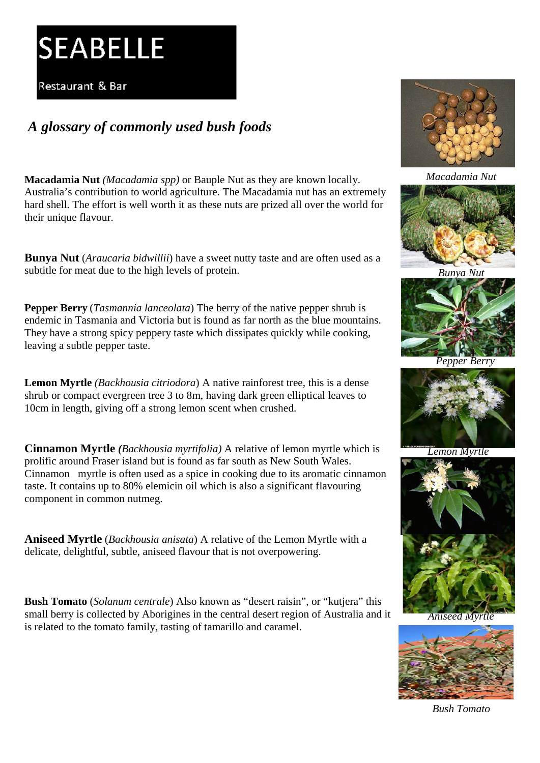# SEABELLE

Restaurant & Bar

## *A glossary of commonly used bush foods*

**Macadamia Nut** *(Macadamia spp)* or Bauple Nut as they are known locally. Australia's contribution to world agriculture. The Macadamia nut has an extremely hard shell. The effort is well worth it as these nuts are prized all over the world for their unique flavour.

**Bunya Nut** (*Araucaria bidwillii*) have a sweet nutty taste and are often used as a subtitle for meat due to the high levels of protein.

**Pepper Berry** (*Tasmannia lanceolata*) The berry of the native pepper shrub is endemic in Tasmania and Victoria but is found as far north as the blue mountains. They have a strong spicy peppery taste which dissipates quickly while cooking, leaving a subtle pepper taste.

**Lemon Myrtle** *(Backhousia citriodora*) A native rainforest tree, this is a dense shrub or compact evergreen tree 3 to 8m, having dark green elliptical leaves to 10cm in length, giving off a strong lemon scent when crushed.

**Cinnamon Myrtle** ***(****Backhousia myrtifolia)* A relative of lemon myrtle which is prolific around Fraser island but is found as far south as New South Wales. Cinnamon myrtle is often used as a spice in cooking due to its aromatic cinnamon taste. It contains up to 80% elemicin oil which is also a significant flavouring component in common nutmeg.

**Aniseed Myrtle** (*Backhousia anisata*) A relative of the Lemon Myrtle with a delicate, delightful, subtle, aniseed flavour that is not overpowering.

**Bush Tomato** (*Solanum centrale*) Also known as "desert raisin", or "kutjera" this small berry is collected by Aborigines in the central desert region of Australia and it is related to the tomato family, tasting of tamarillo and caramel.

*Macadamia Nut*

*Bunya Nut*

*Pepper Berry*

*Lemon Myrtle*

*Aniseed Myrtle*

*Bush Tomato*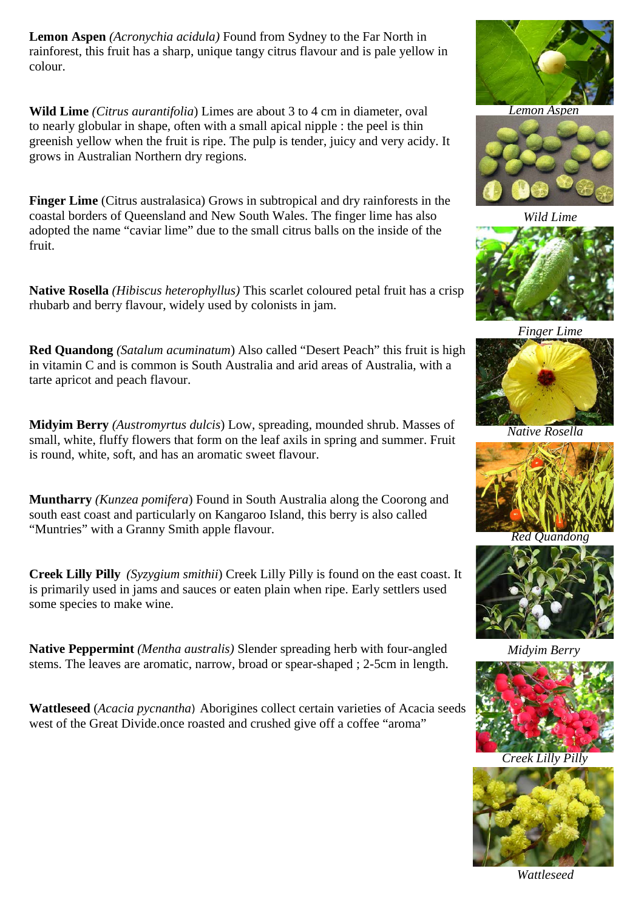**Lemon Aspen** *(Acronychia acidula)* Found from Sydney to the Far North in rainforest, this fruit has a sharp, unique tangy citrus flavour and is pale yellow in colour.

**Wild Lime** *(Citrus aurantifolia*) Limes are about 3 to 4 cm in diameter, oval to nearly globular in shape, often with a small apical nipple : the peel is thin greenish yellow when the fruit is ripe. The pulp is tender, juicy and very acidy. It grows in Australian Northern dry regions.

**Finger Lime** (Citrus australasica) Grows in subtropical and dry rainforests in the coastal borders of Queensland and New South Wales. The finger lime has also adopted the name "caviar lime" due to the small citrus balls on the inside of the fruit.

**Native Rosella** *(Hibiscus heterophyllus)* This scarlet coloured petal fruit has a crisp rhubarb and berry flavour, widely used by colonists in jam.

**Red Quandong** *(Satalum acuminatum*) Also called "Desert Peach" this fruit is high in vitamin C and is common is South Australia and arid areas of Australia, with a tarte apricot and peach flavour.

**Midyim Berry** *(Austromyrtus dulcis*) Low, spreading, mounded shrub. Masses of small, white, fluffy flowers that form on the leaf axils in spring and summer. Fruit is round, white, soft, and has an aromatic sweet flavour.

**Muntharry** *(Kunzea pomifera*) Found in South Australia along the Coorong and south east coast and particularly on Kangaroo Island, this berry is also called "Muntries" with a Granny Smith apple flavour.

**Creek Lilly Pilly** *(Syzygium smithii*) Creek Lilly Pilly is found on the east coast. It is primarily used in jams and sauces or eaten plain when ripe. Early settlers used some species to make wine.

**Native Peppermint** *(Mentha australis)* Slender spreading herb with four-angled stems. The leaves are aromatic, narrow, broad or spear-shaped ; 2-5cm in length.

**Wattleseed** (*Acacia pycnantha*) Aborigines collect certain varieties of Acacia seeds west of the Great Divide.once roasted and crushed give off a coffee "aroma"

*Lemon Aspen*

*Wild Lime*

*Finger Lime*

*Native Rosella*

*Red Quandong*

*Midyim Berry*

*Creek Lilly Pilly*

*Wattleseed*